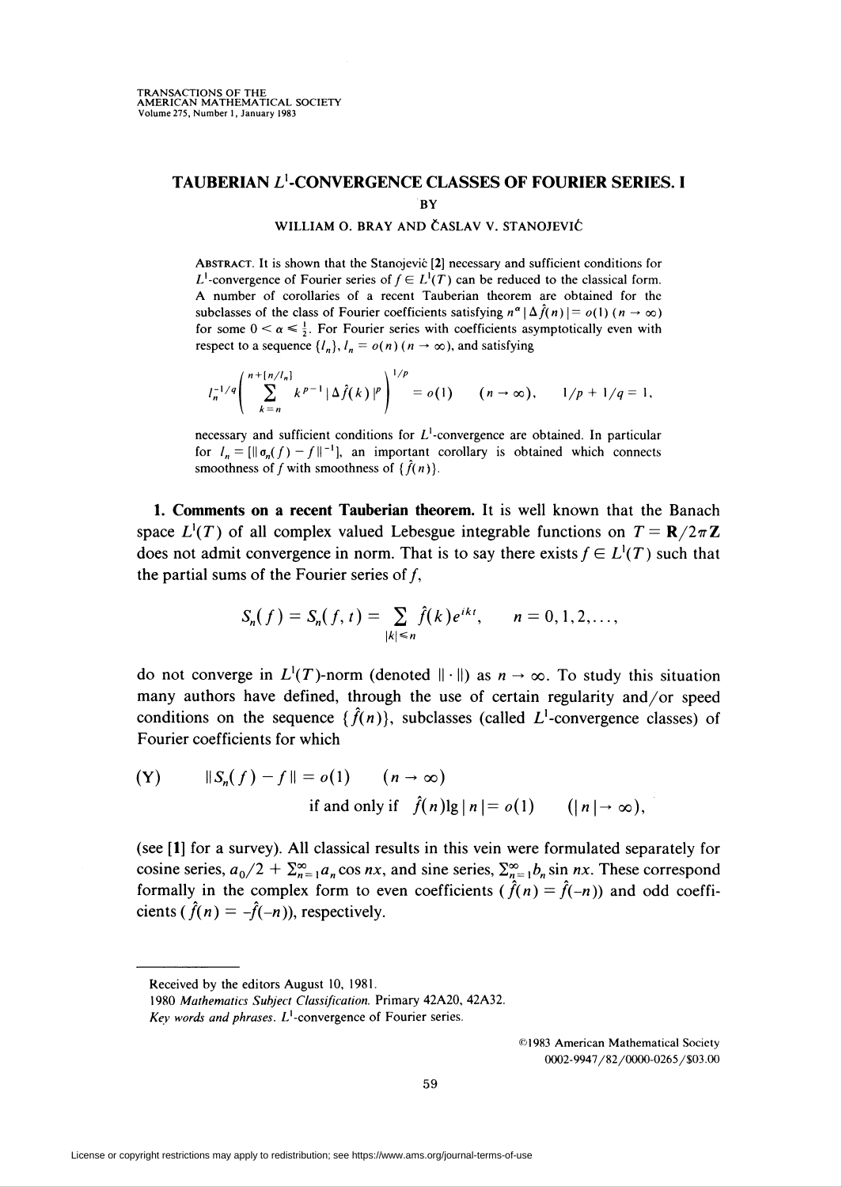# TAUBERIAN $L^1$-CONVERGENCE CLASSES OF FOURIER SERIES. I

BY

WILLIAM O. BRAY AND ČASLAV V. STANOJEVIĆ

ABSTRACT. It is shown that the Stanojević [2] necessary and sufficient conditions for $L^1$-convergence of Fourier series of $f \in L^1(T)$ can be reduced to the classical form. A number of corollaries of a recent Tauberian theorem are obtained for the subclasses of the class of Fourier coefficients satisfying $n^\alpha |\Delta \hat{f}(n)| = o(1)$ $(n \to \infty)$ for some $0 < \alpha \leq \frac{1}{2}$. For Fourier series with coefficients asymptotically even with respect to a sequence $\{l_n\}$, $l_n = o(n)$ $(n \to \infty)$, and satisfying

$$l_n^{-1/q} \left( \sum_{k=n}^{n+[n/l_n]} k^{p-1} |\Delta \hat{f}(k)|^p \right)^{1/p} = o(1) \qquad (n \to \infty), \qquad 1/p + 1/q = 1,$$

necessary and sufficient conditions for $L^1$-convergence are obtained. In particular for $l_n = [\|\sigma_n(f) - f\|^{-1}]$, an important corollary is obtained which connects smoothness of $f$ with smoothness of $\{\hat{f}(n)\}$.

**1. Comments on a recent Tauberian theorem.** It is well known that the Banach space $L^1(T)$ of all complex valued Lebesgue integrable functions on $T = \mathbf{R}/2\pi\mathbf{Z}$ does not admit convergence in norm. That is to say there exists $f \in L^1(T)$ such that the partial sums of the Fourier series of $f$,

$$S_n(f) = S_n(f, t) = \sum_{|k| \leq n} \hat{f}(k) e^{ikt}, \qquad n = 0, 1, 2, \ldots,$$

do not converge in $L^1(T)$-norm (denoted $\|\cdot\|$) as $n \to \infty$. To study this situation many authors have defined, through the use of certain regularity and/or speed conditions on the sequence $\{\hat{f}(n)\}$, subclasses (called $L^1$-convergence classes) of Fourier coefficients for which

$$\text{(Y)} \qquad \|S_n(f) - f\| = o(1) \quad (n \to \infty) \quad \text{if and only if} \quad \hat{f}(n) \lg |n| = o(1) \quad (|n| \to \infty),$$

(see [1] for a survey). All classical results in this vein were formulated separately for cosine series, $a_0/2 + \sum_{n=1}^\infty a_n \cos nx$, and sine series, $\sum_{n=1}^\infty b_n \sin nx$. These correspond formally in the complex form to even coefficients ($\hat{f}(n) = \hat{f}(-n)$) and odd coefficients ($\hat{f}(n) = -\hat{f}(-n)$), respectively.

---

Received by the editors August 10, 1981.

1980 *Mathematics Subject Classification*. Primary 42A20, 42A32.

*Key words and phrases*. $L^1$-convergence of Fourier series.

©1983 American Mathematical Society
0002-9947/82/0000-0265/$03.00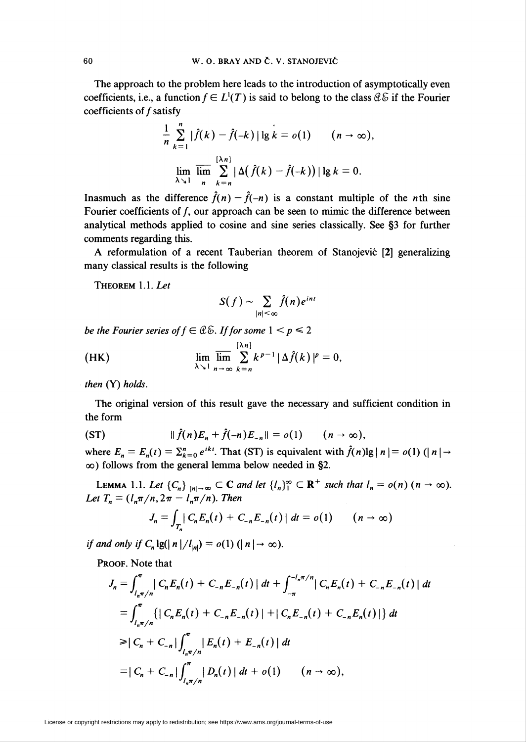The approach to the problem here leads to the introduction of asymptotically even coefficients, i.e., a function $f \in L^1(T)$ is said to belong to the class $\mathfrak{A}\mathfrak{E}$ if the Fourier coefficients of $f$ satisfy

$$\frac{1}{n}\sum_{k=1}^{n} |\hat{f}(k) - \hat{f}(-k)| \lg k = o(1) \qquad (n \to \infty),$$

$$\lim_{\lambda \searrow 1} \overline{\lim_{n}} \sum_{k=n}^{[\lambda n]} |\Delta(\hat{f}(k) - \hat{f}(-k))| \lg k = 0.$$

Inasmuch as the difference $\hat{f}(n) - \hat{f}(-n)$ is a constant multiple of the $n$th sine Fourier coefficients of $f$, our approach can be seen to mimic the difference between analytical methods applied to cosine and sine series classically. See §3 for further comments regarding this.

A reformulation of a recent Tauberian theorem of Stanojević [2] generalizing many classical results is the following

**Theorem 1.1.** *Let*

$$S(f) \sim \sum_{|n|<\infty} \hat{f}(n) e^{int}$$

*be the Fourier series of $f \in \mathfrak{A}\mathfrak{E}$. If for some $1 < p \leq 2$*

$$\text{(HK)} \qquad \lim_{\lambda \searrow 1} \overline{\lim_{n \to \infty}} \sum_{k=n}^{[\lambda n]} k^{p-1} |\Delta \hat{f}(k)|^p = 0,$$

*then* (Y) *holds.*

The original version of this result gave the necessary and sufficient condition in the form

$$\text{(ST)} \qquad \|\hat{f}(n)E_n + \hat{f}(-n)E_{-n}\| = o(1) \qquad (n \to \infty),$$

where $E_n = E_n(t) = \sum_{k=0}^{n} e^{ikt}$. That (ST) is equivalent with $\hat{f}(n)\lg|n| = o(1)$ ($|n| \to \infty$) follows from the general lemma below needed in §2.

**Lemma 1.1.** *Let $\{C_n\}_{|n| \to \infty} \subset \mathbf{C}$ and let $\{l_n\}_1^\infty \subset \mathbf{R}^+$ such that $l_n = o(n)$ $(n \to \infty)$. Let $T_n = (l_n\pi/n, 2\pi - l_n\pi/n)$. Then*

$$J_n = \int_{T_n} |C_n E_n(t) + C_{-n}E_{-n}(t)|\, dt = o(1) \qquad (n \to \infty)$$

*if and only if $C_n \lg(|n|/l_{|n|}) = o(1)$ $(|n| \to \infty)$.*

**Proof.** Note that

$$\begin{aligned}
J_n &= \int_{l_n\pi/n}^{\pi} |C_n E_n(t) + C_{-n}E_{-n}(t)|\, dt + \int_{-\pi}^{-l_n\pi/n} |C_n E_n(t) + C_{-n}E_{-n}(t)|\, dt \\
&= \int_{l_n\pi/n}^{\pi} \{|C_n E_n(t) + C_{-n}E_{-n}(t)| + |C_n E_{-n}(t) + C_{-n}E_n(t)|\}\, dt \\
&\geq |C_n + C_{-n}| \int_{l_n\pi/n}^{\pi} |E_n(t) + E_{-n}(t)|\, dt \\
&= |C_n + C_{-n}| \int_{l_n\pi/n}^{\pi} |D_n(t)|\, dt + o(1) \qquad (n \to \infty),
\end{aligned}$$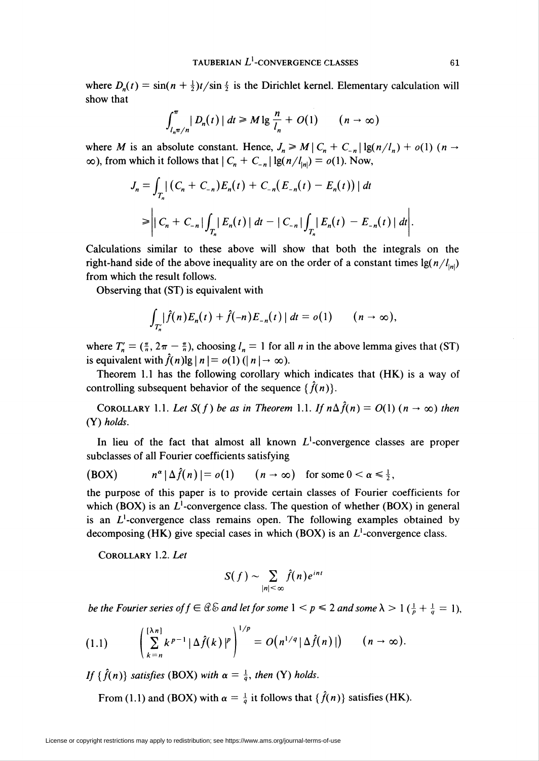where $D_n(t) = \sin(n + \frac{1}{2})t / \sin\frac{t}{2}$ is the Dirichlet kernel. Elementary calculation will show that

$$\int_{l_n\pi/n}^{\pi} |D_n(t)|\,dt \geqslant M \lg \frac{n}{l_n} + O(1) \qquad (n \to \infty)$$

where $M$ is an absolute constant. Hence, $J_n \geqslant M|C_n + C_{-n}|\lg(n/l_n) + o(1)$ $(n \to \infty)$, from which it follows that $|C_n + C_{-n}|\lg(n/l_{|n|}) = o(1)$. Now,

$$J_n = \int_{T_n} |(C_n + C_{-n})E_n(t) + C_{-n}(E_{-n}(t) - E_n(t))|\,dt$$

$$\geqslant \left| |C_n + C_{-n}| \int_{T_n} |E_n(t)|\,dt - |C_{-n}| \int_{T_n} |E_n(t) - E_{-n}(t)|\,dt \right|.$$

Calculations similar to these above will show that both the integrals on the right-hand side of the above inequality are on the order of a constant times $\lg(n/l_{|n|})$ from which the result follows.

Observing that (ST) is equivalent with

$$\int_{T_n'} |\hat{f}(n)E_n(t) + \hat{f}(-n)E_{-n}(t)|\,dt = o(1) \qquad (n \to \infty),$$

where $T_n' = (\frac{\pi}{n}, 2\pi - \frac{\pi}{n})$, choosing $l_n = 1$ for all $n$ in the above lemma gives that (ST) is equivalent with $\hat{f}(n)\lg|n| = o(1)$ $(|n| \to \infty)$.

Theorem 1.1 has the following corollary which indicates that (HK) is a way of controlling subsequent behavior of the sequence $\{\hat{f}(n)\}$.

**Corollary 1.1.** *Let $S(f)$ be as in Theorem 1.1. If $n\Delta\hat{f}(n) = O(1)$ $(n \to \infty)$ then (Y) holds.*

In lieu of the fact that almost all known $L^1$-convergence classes are proper subclasses of all Fourier coefficients satisfying

$$\text{(BOX)} \qquad n^\alpha |\Delta\hat{f}(n)| = o(1) \qquad (n \to \infty) \quad \text{for some } 0 < \alpha \leqslant \tfrac{1}{2},$$

the purpose of this paper is to provide certain classes of Fourier coefficients for which (BOX) is an $L^1$-convergence class. The question of whether (BOX) in general is an $L^1$-convergence class remains open. The following examples obtained by decomposing (HK) give special cases in which (BOX) is an $L^1$-convergence class.

**Corollary 1.2.** *Let*

$$S(f) \sim \sum_{|n|<\infty} \hat{f}(n)e^{int}$$

*be the Fourier series of $f \in \mathcal{QS}$ and let for some $1 < p \leqslant 2$ and some $\lambda > 1$ $(\frac{1}{p} + \frac{1}{q} = 1)$,*

$$\left( \sum_{k=n}^{[\lambda n]} k^{p-1} |\Delta\hat{f}(k)|^p \right)^{1/p} = O\left(n^{1/q}|\Delta\hat{f}(n)|\right) \qquad (n \to \infty). \tag{1.1}$$

*If $\{\hat{f}(n)\}$ satisfies* (BOX) *with $\alpha = \frac{1}{q}$, then* (Y) *holds.*

From (1.1) and (BOX) with $\alpha = \frac{1}{q}$ it follows that $\{\hat{f}(n)\}$ satisfies (HK).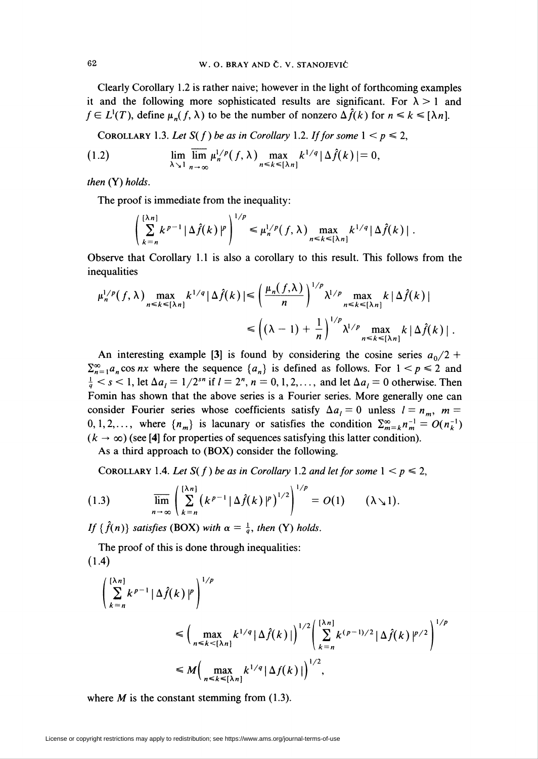Clearly Corollary 1.2 is rather naive; however in the light of forthcoming examples it and the following more sophisticated results are significant. For $\lambda > 1$ and $f \in L^1(T)$, define $\mu_n(f, \lambda)$ to be the number of nonzero $\Delta \hat{f}(k)$ for $n \leq k \leq [\lambda n]$.

COROLLARY 1.3. *Let $S(f)$ be as in Corollary* 1.2. *If for some* $1 < p \leq 2$,

$$\lim_{\lambda \searrow 1} \overline{\lim_{n \to \infty}} \mu_n^{1/p}(f, \lambda) \max_{n \leq k \leq [\lambda n]} k^{1/q} |\Delta \hat{f}(k)| = 0, \tag{1.2}$$

*then* (Y) *holds.*

The proof is immediate from the inequality:

$$\left( \sum_{k=n}^{[\lambda n]} k^{p-1} |\Delta \hat{f}(k)|^p \right)^{1/p} \leq \mu_n^{1/p}(f, \lambda) \max_{n \leq k \leq [\lambda n]} k^{1/q} |\Delta \hat{f}(k)|.$$

Observe that Corollary 1.1 is also a corollary to this result. This follows from the inequalities

$$\mu_n^{1/p}(f, \lambda) \max_{n \leq k \leq [\lambda n]} k^{1/q} |\Delta \hat{f}(k)| \leq \left( \frac{\mu_n(f, \lambda)}{n} \right)^{1/p} \lambda^{1/p} \max_{n \leq k \leq [\lambda n]} k |\Delta \hat{f}(k)|$$

$$\leq \left( (\lambda - 1) + \frac{1}{n} \right)^{1/p} \lambda^{1/p} \max_{n \leq k \leq [\lambda n]} k |\Delta \hat{f}(k)|.$$

An interesting example [3] is found by considering the cosine series $a_0/2 + \sum_{n=1}^{\infty} a_n \cos nx$ where the sequence $\{a_n\}$ is defined as follows. For $1 < p \leq 2$ and $\frac{1}{q} < s < 1$, let $\Delta a_l = 1/2^{sn}$ if $l = 2^n$, $n = 0, 1, 2, \ldots$, and let $\Delta a_l = 0$ otherwise. Then Fomin has shown that the above series is a Fourier series. More generally one can consider Fourier series whose coefficients satisfy $\Delta a_l = 0$ unless $l = n_m$, $m = 0, 1, 2, \ldots$, where $\{n_m\}$ is lacunary or satisfies the condition $\sum_{m=k}^{\infty} n_m^{-1} = O(n_k^{-1})$ $(k \to \infty)$ (see [4] for properties of sequences satisfying this latter condition).

As a third approach to (BOX) consider the following.

COROLLARY 1.4. *Let $S(f)$ be as in Corollary* 1.2 *and let for some* $1 < p \leq 2$,

$$\overline{\lim_{n \to \infty}} \left( \sum_{k=n}^{[\lambda n]} \left( k^{p-1} |\Delta \hat{f}(k)|^p \right)^{1/2} \right)^{1/p} = O(1) \qquad (\lambda \searrow 1). \tag{1.3}$$

*If $\{\hat{f}(n)\}$ satisfies* (BOX) *with $\alpha = \frac{1}{q}$, then* (Y) *holds.*

The proof of this is done through inequalities:

$$\left( \sum_{k=n}^{[\lambda n]} k^{p-1} |\Delta \hat{f}(k)|^p \right)^{1/p} \tag{1.4}$$

$$\leq \left( \max_{n \leq k < [\lambda n]} k^{1/q} |\Delta \hat{f}(k)| \right)^{1/2} \left( \sum_{k=n}^{[\lambda n]} k^{(p-1)/2} |\Delta \hat{f}(k)|^{p/2} \right)^{1/p}$$

$$\leq M \left( \max_{n \leq k \leq [\lambda n]} k^{1/q} |\Delta f(k)| \right)^{1/2},$$

where $M$ is the constant stemming from (1.3).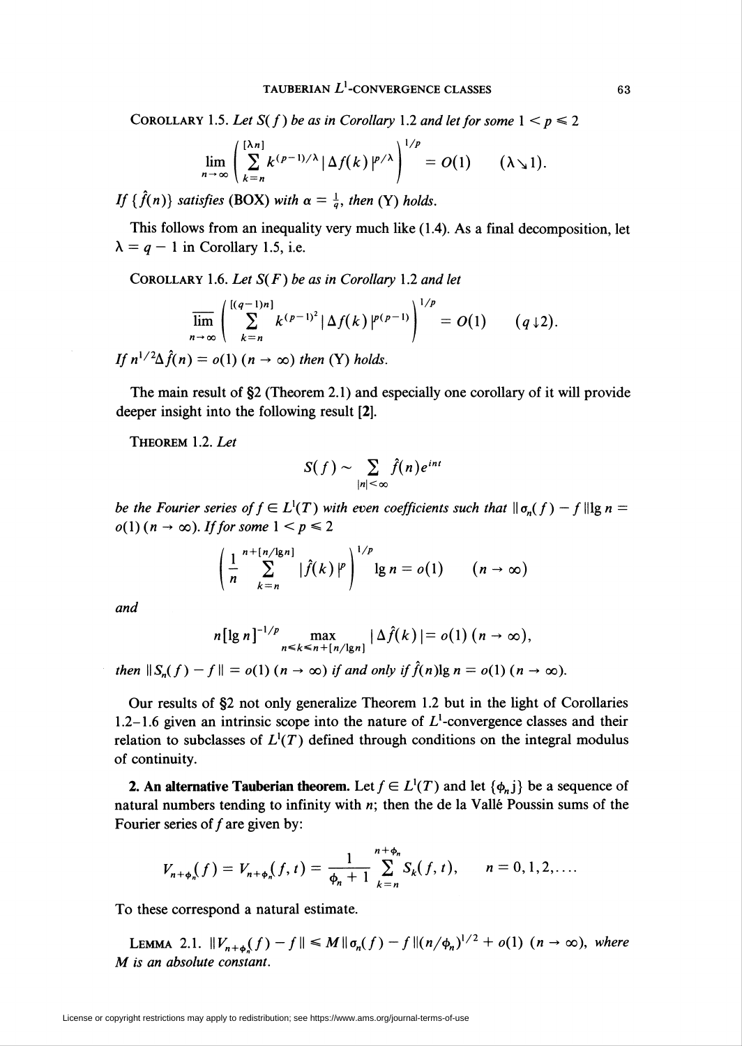**Corollary 1.5.** *Let $S(f)$ be as in Corollary 1.2 and let for some $1 < p \leqslant 2$*

$$\lim_{n\to\infty}\left(\sum_{k=n}^{[\lambda n]} k^{(p-1)/\lambda}|\Delta f(k)|^{p/\lambda}\right)^{1/p} = O(1) \qquad (\lambda \searrow 1).$$

*If $\{\hat{f}(n)\}$ satisfies* (BOX) *with $\alpha = \frac{1}{q}$, then* (Y) *holds.*

This follows from an inequality very much like (1.4). As a final decomposition, let $\lambda = q - 1$ in Corollary 1.5, i.e.

**Corollary 1.6.** *Let $S(F)$ be as in Corollary 1.2 and let*

$$\overline{\lim_{n\to\infty}}\left(\sum_{k=n}^{[(q-1)n]} k^{(p-1)^2}|\Delta f(k)|^{p(p-1)}\right)^{1/p} = O(1) \qquad (q \downarrow 2).$$

*If $n^{1/2}\Delta\hat{f}(n) = o(1)$ $(n \to \infty)$ then* (Y) *holds.*

The main result of §2 (Theorem 2.1) and especially one corollary of it will provide deeper insight into the following result **[2]**.

**Theorem 1.2.** *Let*

$$S(f) \sim \sum_{|n|<\infty} \hat{f}(n)e^{int}$$

*be the Fourier series of $f \in L^1(T)$ with even coefficients such that $\|\sigma_n(f) - f\|\lg n = o(1)$ $(n \to \infty)$. If for some $1 < p \leqslant 2$*

$$\left(\frac{1}{n}\sum_{k=n}^{n+[n/\lg n]} |\hat{f}(k)|^p\right)^{1/p} \lg n = o(1) \qquad (n \to \infty)$$

*and*

$$n[\lg n]^{-1/p} \max_{n\leqslant k\leqslant n+[n/\lg n]} |\Delta\hat{f}(k)| = o(1)\ (n \to \infty),$$

*then $\|S_n(f) - f\| = o(1)$ $(n \to \infty)$ if and only if $\hat{f}(n)\lg n = o(1)$ $(n \to \infty)$.*

Our results of §2 not only generalize Theorem 1.2 but in the light of Corollaries 1.2–1.6 given an intrinsic scope into the nature of $L^1$-convergence classes and their relation to subclasses of $L^1(T)$ defined through conditions on the integral modulus of continuity.

**2. An alternative Tauberian theorem.** Let $f \in L^1(T)$ and let $\{\phi_n j\}$ be a sequence of natural numbers tending to infinity with $n$; then the de la Vallé Poussin sums of the Fourier series of $f$ are given by:

$$V_{n+\phi_n}(f) = V_{n+\phi_n}(f,t) = \frac{1}{\phi_n + 1}\sum_{k=n}^{n+\phi_n} S_k(f,t), \qquad n = 0, 1, 2, \ldots.$$

To these correspond a natural estimate.

**Lemma 2.1.** $\|V_{n+\phi_n}(f) - f\| \leqslant M\|\sigma_n(f) - f\|(n/\phi_n)^{1/2} + o(1)$ $(n \to \infty)$, *where $M$ is an absolute constant.*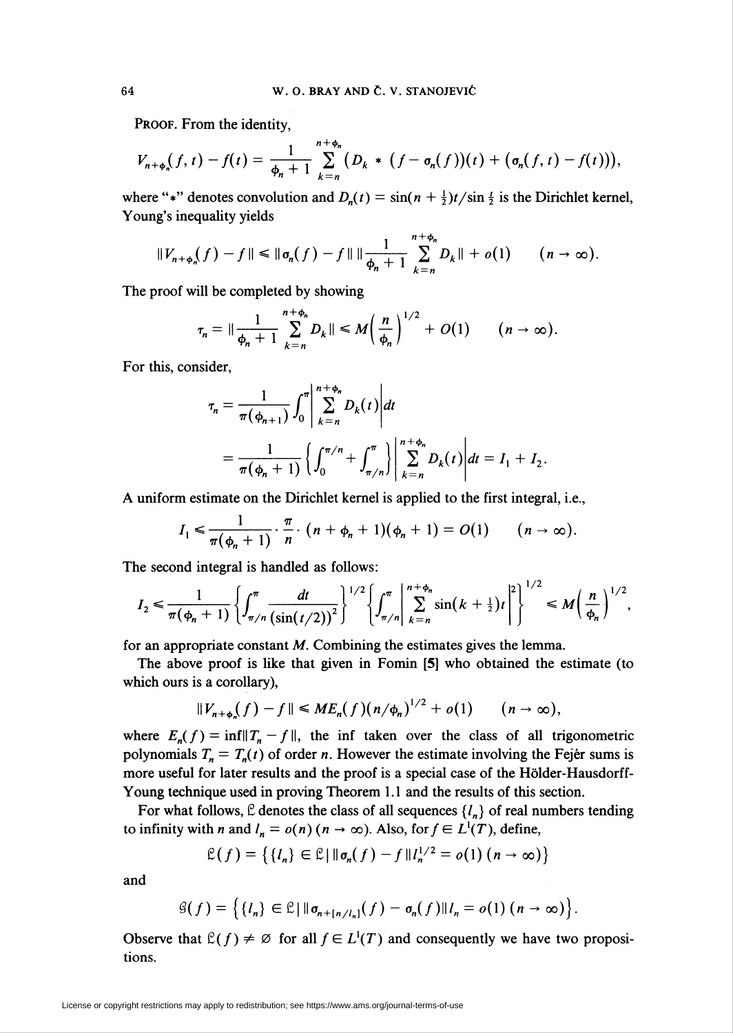**Proof.** From the identity,

$$V_{n+\phi_n}(f,t) - f(t) = \frac{1}{\phi_n+1}\sum_{k=n}^{n+\phi_n}\left(D_k * (f-\sigma_n(f))(t) + (\sigma_n(f,t) - f(t))\right),$$

where "$*$" denotes convolution and $D_n(t) = \sin(n+\frac{1}{2})t/\sin\frac{t}{2}$ is the Dirichlet kernel, Young's inequality yields

$$\|V_{n+\phi_n}(f) - f\| \leq \|\sigma_n(f) - f\|\,\|\frac{1}{\phi_n+1}\sum_{k=n}^{n+\phi_n} D_k\| + o(1) \qquad (n\to\infty).$$

The proof will be completed by showing

$$\tau_n = \|\frac{1}{\phi_n+1}\sum_{k=n}^{n+\phi_n} D_k\| \leq M\left(\frac{n}{\phi_n}\right)^{1/2} + O(1) \qquad (n\to\infty).$$

For this, consider,

$$\begin{aligned}
\tau_n &= \frac{1}{\pi(\phi_{n+1})}\int_0^\pi\left|\sum_{k=n}^{n+\phi_n} D_k(t)\right|dt \\
&= \frac{1}{\pi(\phi_n+1)}\left\{\int_0^{\pi/n} + \int_{\pi/n}^{\pi}\right\}\left|\sum_{k=n}^{n+\phi_n} D_k(t)\right|dt = I_1 + I_2.
\end{aligned}$$

A uniform estimate on the Dirichlet kernel is applied to the first integral, i.e.,

$$I_1 \leq \frac{1}{\pi(\phi_n+1)}\cdot\frac{\pi}{n}\cdot(n+\phi_n+1)(\phi_n+1) = O(1) \qquad (n\to\infty).$$

The second integral is handled as follows:

$$I_2 \leq \frac{1}{\pi(\phi_n+1)}\left\{\int_{\pi/n}^{\pi}\frac{dt}{(\sin(t/2))^2}\right\}^{1/2}\left\{\int_{\pi/n}^{\pi}\left|\sum_{k=n}^{n+\phi_n}\sin(k+\tfrac{1}{2})t\right|^2\right\}^{1/2} \leq M\left(\frac{n}{\phi_n}\right)^{1/2},$$

for an appropriate constant $M$. Combining the estimates gives the lemma.

The above proof is like that given in Fomin [5] who obtained the estimate (to which ours is a corollary),

$$\|V_{n+\phi_n}(f) - f\| \leq ME_n(f)(n/\phi_n)^{1/2} + o(1) \qquad (n\to\infty),$$

where $E_n(f) = \inf\|T_n - f\|$, the inf taken over the class of all trigonometric polynomials $T_n = T_n(t)$ of order $n$. However the estimate involving the Fejér sums is more useful for later results and the proof is a special case of the Hölder-Hausdorff-Young technique used in proving Theorem 1.1 and the results of this section.

For what follows, $\mathfrak{L}$ denotes the class of all sequences $\{l_n\}$ of real numbers tending to infinity with $n$ and $l_n = o(n)$ $(n\to\infty)$. Also, for $f\in L^1(T)$, define,

$$\mathfrak{L}(f) = \left\{\{l_n\}\in\mathfrak{L} \mid \|\sigma_n(f) - f\|l_n^{1/2} = o(1)\ (n\to\infty)\right\}$$

and

$$\mathcal{G}(f) = \left\{\{l_n\}\in\mathfrak{L} \mid \|\sigma_{n+[n/l_n]}(f) - \sigma_n(f)\|l_n = o(1)\ (n\to\infty)\right\}.$$

Observe that $\mathfrak{L}(f)\neq\varnothing$ for all $f\in L^1(T)$ and consequently we have two propositions.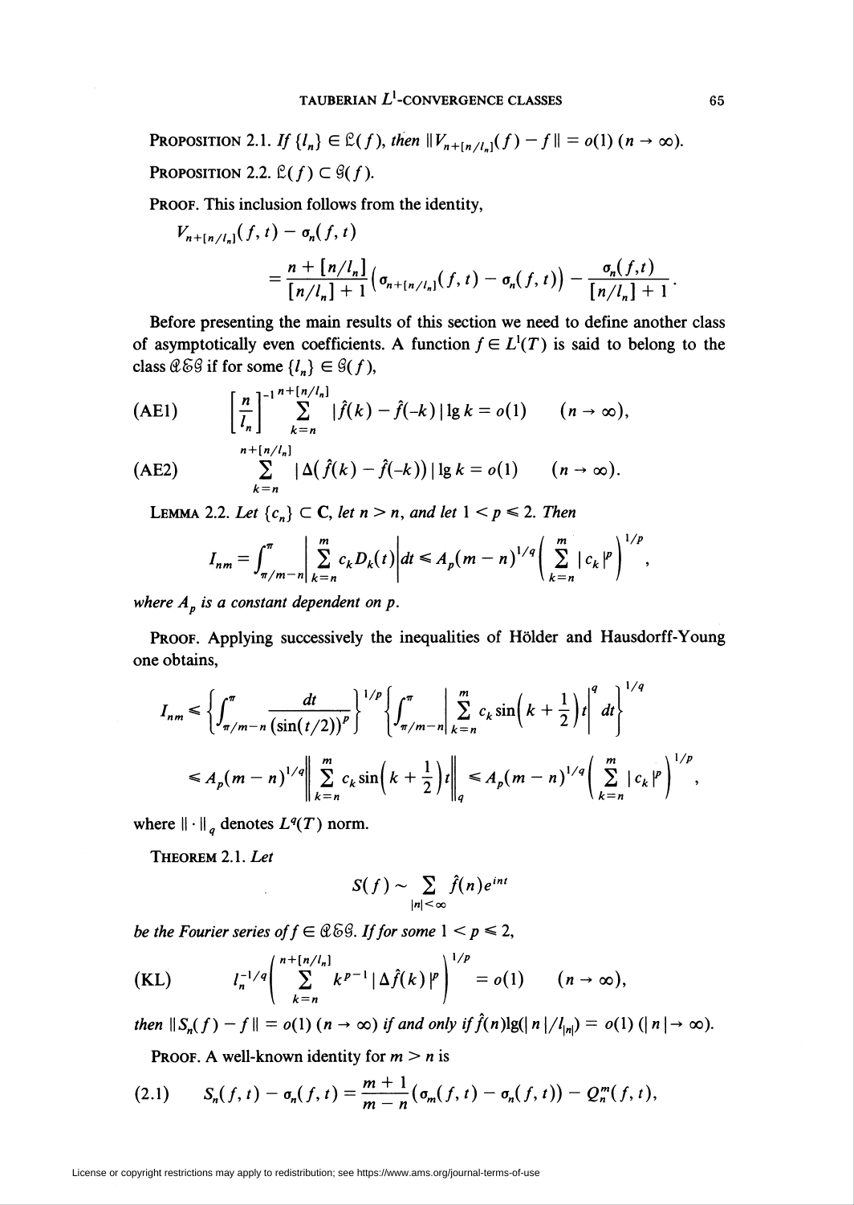**Proposition 2.1.** *If* $\{l_n\} \in \mathfrak{L}(f)$, *then* $\|V_{n+[n/l_n]}(f) - f\| = o(1)$ $(n \to \infty)$.

**Proposition 2.2.** $\mathfrak{L}(f) \subset \mathcal{G}(f)$.

**Proof.** This inclusion follows from the identity,

$$V_{n+[n/l_n]}(f,t) - \sigma_n(f,t)$$
$$= \frac{n + [n/l_n]}{[n/l_n]+1}\left(\sigma_{n+[n/l_n]}(f,t) - \sigma_n(f,t)\right) - \frac{\sigma_n(f,t)}{[n/l_n]+1}.$$

Before presenting the main results of this section we need to define another class of asymptotically even coefficients. A function $f \in L^1(T)$ is said to belong to the class $\mathcal{AEG}$ if for some $\{l_n\} \in \mathcal{G}(f)$,

$$\text{(AE1)} \qquad \left[\frac{n}{l_n}\right]^{-1} \sum_{k=n}^{n+[n/l_n]} |\hat{f}(k) - \hat{f}(-k)| \lg k = o(1) \qquad (n \to \infty),$$

$$\text{(AE2)} \qquad \sum_{k=n}^{n+[n/l_n]} |\Delta(\hat{f}(k) - \hat{f}(-k))| \lg k = o(1) \qquad (n \to \infty).$$

**Lemma 2.2.** *Let* $\{c_n\} \subset \mathbf{C}$, *let* $n > n$, *and let* $1 < p \leqslant 2$. *Then*

$$I_{nm} = \int_{\pi/m-n}^{\pi} \left| \sum_{k=n}^{m} c_k D_k(t) \right| dt \leqslant A_p (m-n)^{1/q} \left( \sum_{k=n}^{m} |c_k|^p \right)^{1/p},$$

*where* $A_p$ *is a constant dependent on* $p$.

**Proof.** Applying successively the inequalities of Hölder and Hausdorff-Young one obtains,

$$I_{nm} \leqslant \left\{ \int_{\pi/m-n}^{\pi} \frac{dt}{(\sin(t/2))^p} \right\}^{1/p} \left\{ \int_{\pi/m-n}^{\pi} \left| \sum_{k=n}^{m} c_k \sin\left(k + \frac{1}{2}\right)t \right|^q dt \right\}^{1/q}$$
$$\leqslant A_p (m-n)^{1/q} \left\| \sum_{k=n}^{m} c_k \sin\left(k+\frac{1}{2}\right)t \right\|_q \leqslant A_p (m-n)^{1/q} \left( \sum_{k=n}^{m} |c_k|^p \right)^{1/p},$$

where $\|\cdot\|_q$ denotes $L^q(T)$ norm.

**Theorem 2.1.** *Let*

$$S(f) \sim \sum_{|n|<\infty} \hat{f}(n) e^{int}$$

*be the Fourier series of* $f \in \mathcal{AEG}$. *If for some* $1 < p \leqslant 2$,

$$\text{(KL)} \qquad l_n^{-1/q} \left( \sum_{k=n}^{n+[n/l_n]} k^{p-1} |\Delta \hat{f}(k)|^p \right)^{1/p} = o(1) \qquad (n \to \infty),$$

*then* $\|S_n(f) - f\| = o(1)$ $(n \to \infty)$ *if and only if* $\hat{f}(n)\lg(|n|/l_{|n|}) = o(1)$ $(|n| \to \infty)$.

**Proof.** A well-known identity for $m > n$ is

$$\text{(2.1)} \qquad S_n(f,t) - \sigma_n(f,t) = \frac{m+1}{m-n}(\sigma_m(f,t) - \sigma_n(f,t)) - Q_n^m(f,t),$$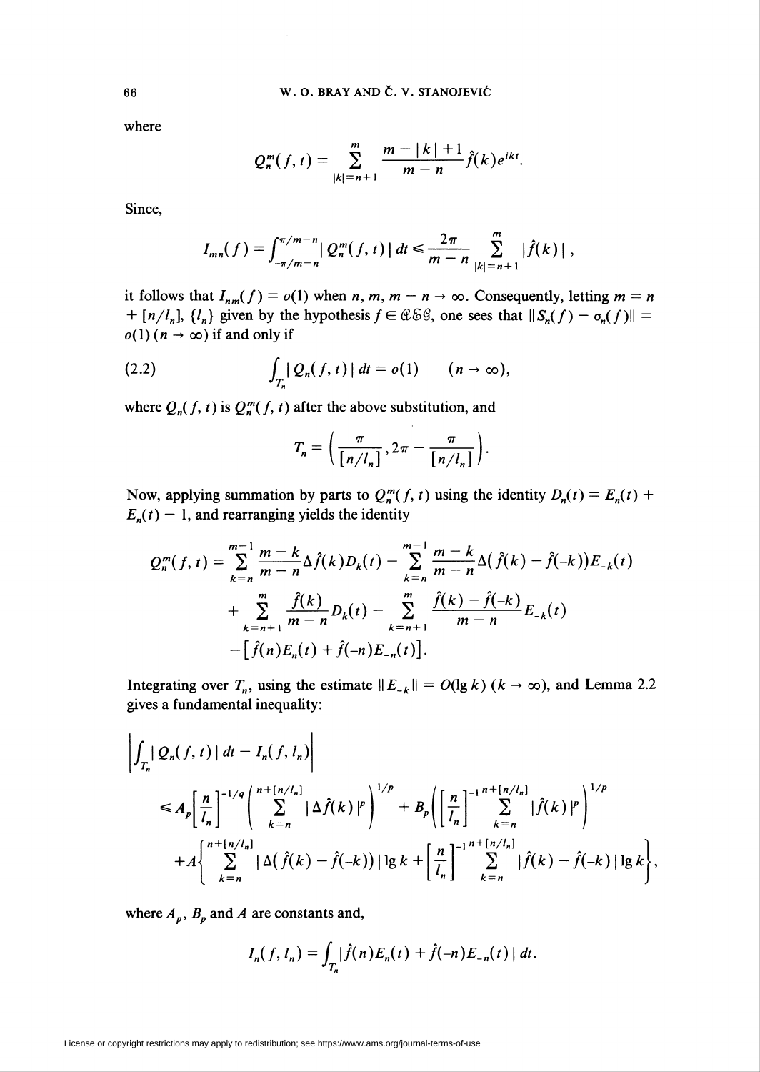where

$$Q_n^m(f,t) = \sum_{|k|=n+1}^{m} \frac{m-|k|+1}{m-n}\hat{f}(k)e^{ikt}.$$

Since,

$$I_{mn}(f) = \int_{-\pi/m-n}^{\pi/m-n} |Q_n^m(f,t)|\,dt \leqslant \frac{2\pi}{m-n}\sum_{|k|=n+1}^{m} |\hat{f}(k)|,$$

it follows that $I_{nm}(f) = o(1)$ when $n, m, m-n \to \infty$. Consequently, letting $m = n + [n/l_n]$, $\{l_n\}$ given by the hypothesis $f \in \mathcal{Q}\mathcal{S}\mathcal{G}$, one sees that $\|S_n(f) - \sigma_n(f)\| = o(1)$ $(n \to \infty)$ if and only if

$$\int_{T_n} |Q_n(f,t)|\,dt = o(1) \qquad (n \to \infty), \tag{2.2}$$

where $Q_n(f,t)$ is $Q_n^m(f,t)$ after the above substitution, and

$$T_n = \left(\frac{\pi}{[n/l_n]}, 2\pi - \frac{\pi}{[n/l_n]}\right).$$

Now, applying summation by parts to $Q_n^m(f,t)$ using the identity $D_n(t) = E_n(t) + E_n(t) - 1$, and rearranging yields the identity

$$\begin{aligned}
Q_n^m(f,t) = &\sum_{k=n}^{m-1} \frac{m-k}{m-n}\Delta\hat{f}(k)D_k(t) - \sum_{k=n}^{m-1} \frac{m-k}{m-n}\Delta(\hat{f}(k) - \hat{f}(-k))E_{-k}(t) \\
&+ \sum_{k=n+1}^{m} \frac{\hat{f}(k)}{m-n}D_k(t) - \sum_{k=n+1}^{m} \frac{\hat{f}(k)-\hat{f}(-k)}{m-n}E_{-k}(t) \\
&- [\hat{f}(n)E_n(t) + \hat{f}(-n)E_{-n}(t)].
\end{aligned}$$

Integrating over $T_n$, using the estimate $\|E_{-k}\| = O(\lg k)$ $(k \to \infty)$, and Lemma 2.2 gives a fundamental inequality:

$$\begin{aligned}
&\left|\int_{T_n} |Q_n(f,t)|\,dt - I_n(f,l_n)\right| \\
&\leqslant A_p\left[\frac{n}{l_n}\right]^{-1/q}\left(\sum_{k=n}^{n+[n/l_n]} |\Delta\hat{f}(k)|^p\right)^{1/p} + B_p\left(\left[\frac{n}{l_n}\right]^{-1}\sum_{k=n}^{n+[n/l_n]} |\hat{f}(k)|^p\right)^{1/p} \\
&\quad + A\left\{\sum_{k=n}^{n+[n/l_n]} |\Delta(\hat{f}(k) - \hat{f}(-k))|\lg k + \left[\frac{n}{l_n}\right]^{-1}\sum_{k=n}^{n+[n/l_n]} |\hat{f}(k) - \hat{f}(-k)|\lg k\right\},
\end{aligned}$$

where $A_p$, $B_p$ and $A$ are constants and,

$$I_n(f,l_n) = \int_{T_n} |\hat{f}(n)E_n(t) + \hat{f}(-n)E_{-n}(t)|\,dt.$$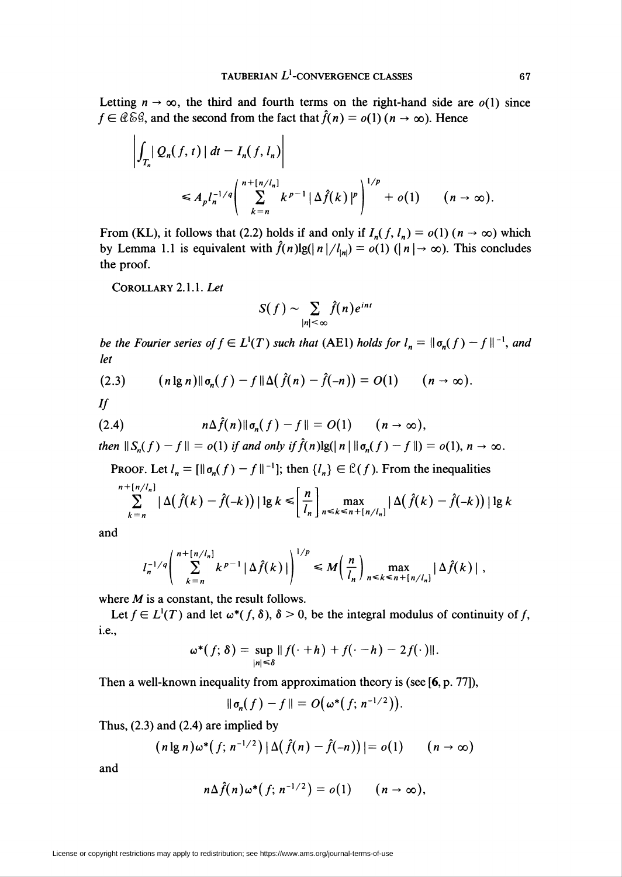Letting $n \to \infty$, the third and fourth terms on the right-hand side are $o(1)$ since $f \in \mathcal{ESG}$, and the second from the fact that $\hat{f}(n) = o(1)$ $(n \to \infty)$. Hence

$$\left| \int_{T_n} |Q_n(f, t)|\, dt - I_n(f, l_n) \right| \leqslant A_p l_n^{-1/q} \left( \sum_{k=n}^{n+[n/l_n]} k^{p-1} |\Delta \hat{f}(k)|^p \right)^{1/p} + o(1) \qquad (n \to \infty).$$

From (KL), it follows that (2.2) holds if and only if $I_n(f, l_n) = o(1)$ $(n \to \infty)$ which by Lemma 1.1 is equivalent with $\hat{f}(n)\lg(|n|/l_{|n|}) = o(1)$ $(|n| \to \infty)$. This concludes the proof.

COROLLARY 2.1.1. *Let*

$$S(f) \sim \sum_{|n|<\infty} \hat{f}(n) e^{int}$$

*be the Fourier series of $f \in L^1(T)$ such that* (AE1) *holds for $l_n = \|\sigma_n(f) - f\|^{-1}$, and let*

$$(2.3) \qquad (n \lg n)\|\sigma_n(f) - f\| \Delta(\hat{f}(n) - \hat{f}(-n)) = O(1) \qquad (n \to \infty).$$

*If*

$$(2.4) \qquad n\Delta\hat{f}(n)\|\sigma_n(f) - f\| = O(1) \qquad (n \to \infty),$$

*then $\|S_n(f) - f\| = o(1)$ if and only if $\hat{f}(n)\lg(|n|\,\|\sigma_n(f) - f\|) = o(1)$, $n \to \infty$.*

PROOF. Let $l_n = [\|\sigma_n(f) - f\|^{-1}]$; then $\{l_n\} \in \mathfrak{L}(f)$. From the inequalities

$$\sum_{k=n}^{n+[n/l_n]} |\Delta(\hat{f}(k) - \hat{f}(-k))| \lg k \leqslant \left[\frac{n}{l_n}\right] \max_{n \leqslant k \leqslant n+[n/l_n]} |\Delta(\hat{f}(k) - \hat{f}(-k))| \lg k$$

and

$$l_n^{-1/q} \left( \sum_{k=n}^{n+[n/l_n]} k^{p-1} |\Delta\hat{f}(k)| \right)^{1/p} \leqslant M\left(\frac{n}{l_n}\right) \max_{n \leqslant k \leqslant n+[n/l_n]} |\Delta\hat{f}(k)|,$$

where $M$ is a constant, the result follows.

Let $f \in L^1(T)$ and let $\omega^*(f, \delta)$, $\delta > 0$, be the integral modulus of continuity of $f$, i.e.,

$$\omega^*(f; \delta) = \sup_{|h| \leqslant \delta} \|f(\cdot + h) + f(\cdot - h) - 2f(\cdot)\|.$$

Then a well-known inequality from approximation theory is (see [6, p. 77]),

$$\|\sigma_n(f) - f\| = O(\omega^*(f; n^{-1/2})).$$

Thus, (2.3) and (2.4) are implied by

$$(n \lg n)\omega^*(f; n^{-1/2})|\Delta(\hat{f}(n) - \hat{f}(-n))| = o(1) \qquad (n \to \infty)$$

and

$$n\Delta\hat{f}(n)\omega^*(f; n^{-1/2}) = o(1) \qquad (n \to \infty),$$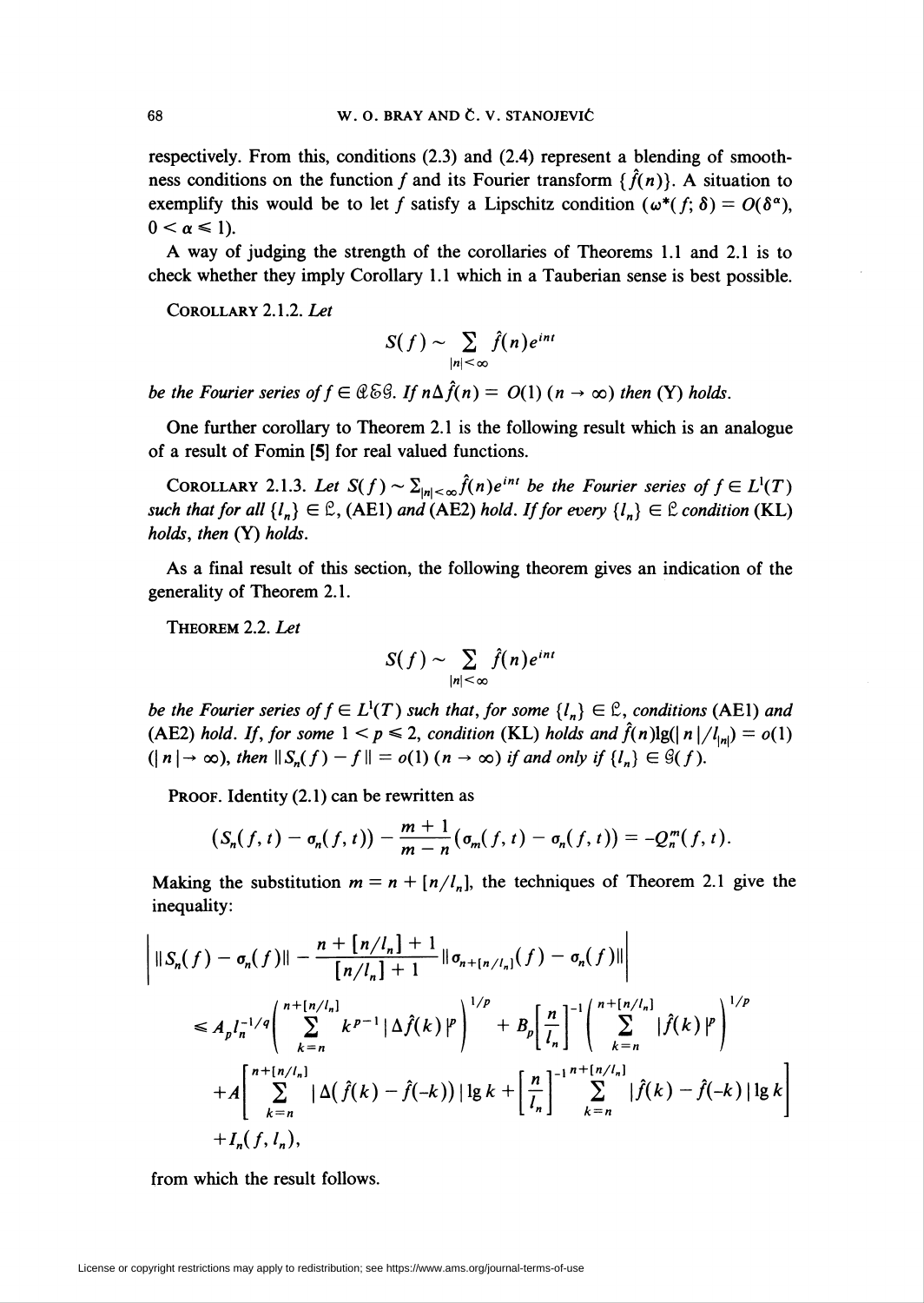respectively. From this, conditions (2.3) and (2.4) represent a blending of smoothness conditions on the function $f$ and its Fourier transform $\{\hat{f}(n)\}$. A situation to exemplify this would be to let $f$ satisfy a Lipschitz condition ($\omega^*(f;\delta) = O(\delta^\alpha)$, $0 < \alpha \leqslant 1$).

A way of judging the strength of the corollaries of Theorems 1.1 and 2.1 is to check whether they imply Corollary 1.1 which in a Tauberian sense is best possible.

COROLLARY 2.1.2. *Let*

$$S(f) \sim \sum_{|n|<\infty} \hat{f}(n)e^{int}$$

*be the Fourier series of $f \in \mathcal{Q}\mathcal{E}\mathcal{G}$. If $n\Delta\hat{f}(n) = O(1)$ $(n \to \infty)$ then* (Y) *holds.*

One further corollary to Theorem 2.1 is the following result which is an analogue of a result of Fomin [5] for real valued functions.

COROLLARY 2.1.3. *Let $S(f) \sim \sum_{|n|<\infty}\hat{f}(n)e^{int}$ be the Fourier series of $f \in L^1(T)$ such that for all $\{l_n\} \in \mathfrak{L}$,* (AE1) *and* (AE2) *hold. If for every $\{l_n\} \in \mathfrak{L}$ condition* (KL) *holds, then* (Y) *holds.*

As a final result of this section, the following theorem gives an indication of the generality of Theorem 2.1.

THEOREM 2.2. *Let*

$$S(f) \sim \sum_{|n|<\infty} \hat{f}(n)e^{int}$$

*be the Fourier series of $f \in L^1(T)$ such that, for some $\{l_n\} \in \mathfrak{L}$, conditions* (AE1) *and* (AE2) *hold. If, for some $1 < p \leqslant 2$, condition* (KL) *holds and $\hat{f}(n)\lg(|n|/l_{|n|}) = o(1)$ $(|n| \to \infty)$, then $\|S_n(f) - f\| = o(1)$ $(n \to \infty)$ if and only if $\{l_n\} \in \mathcal{G}(f)$.*

PROOF. Identity (2.1) can be rewritten as

$$(S_n(f,t) - \sigma_n(f,t)) - \frac{m+1}{m-n}(\sigma_m(f,t) - \sigma_n(f,t)) = -Q_n^m(f,t).$$

Making the substitution $m = n + [n/l_n]$, the techniques of Theorem 2.1 give the inequality:

$$\begin{aligned}
&\left| \|S_n(f) - \sigma_n(f)\| - \frac{n+[n/l_n]+1}{[n/l_n]+1}\|\sigma_{n+[n/l_n]}(f) - \sigma_n(f)\| \right| \\
&\quad \leqslant A_p l_n^{-1/q}\left(\sum_{k=n}^{n+[n/l_n]} k^{p-1}|\Delta\hat{f}(k)|^p\right)^{1/p} + B_p\left[\frac{n}{l_n}\right]^{-1}\left(\sum_{k=n}^{n+[n/l_n]}|\hat{f}(k)|^p\right)^{1/p} \\
&\quad\quad + A\left[\sum_{k=n}^{n+[n/l_n]}|\Delta(\hat{f}(k) - \hat{f}(-k))|\lg k + \left[\frac{n}{l_n}\right]^{-1}\sum_{k=n}^{n+[n/l_n]}|\hat{f}(k) - \hat{f}(-k)|\lg k\right] \\
&\quad\quad + I_n(f, l_n),
\end{aligned}$$

from which the result follows.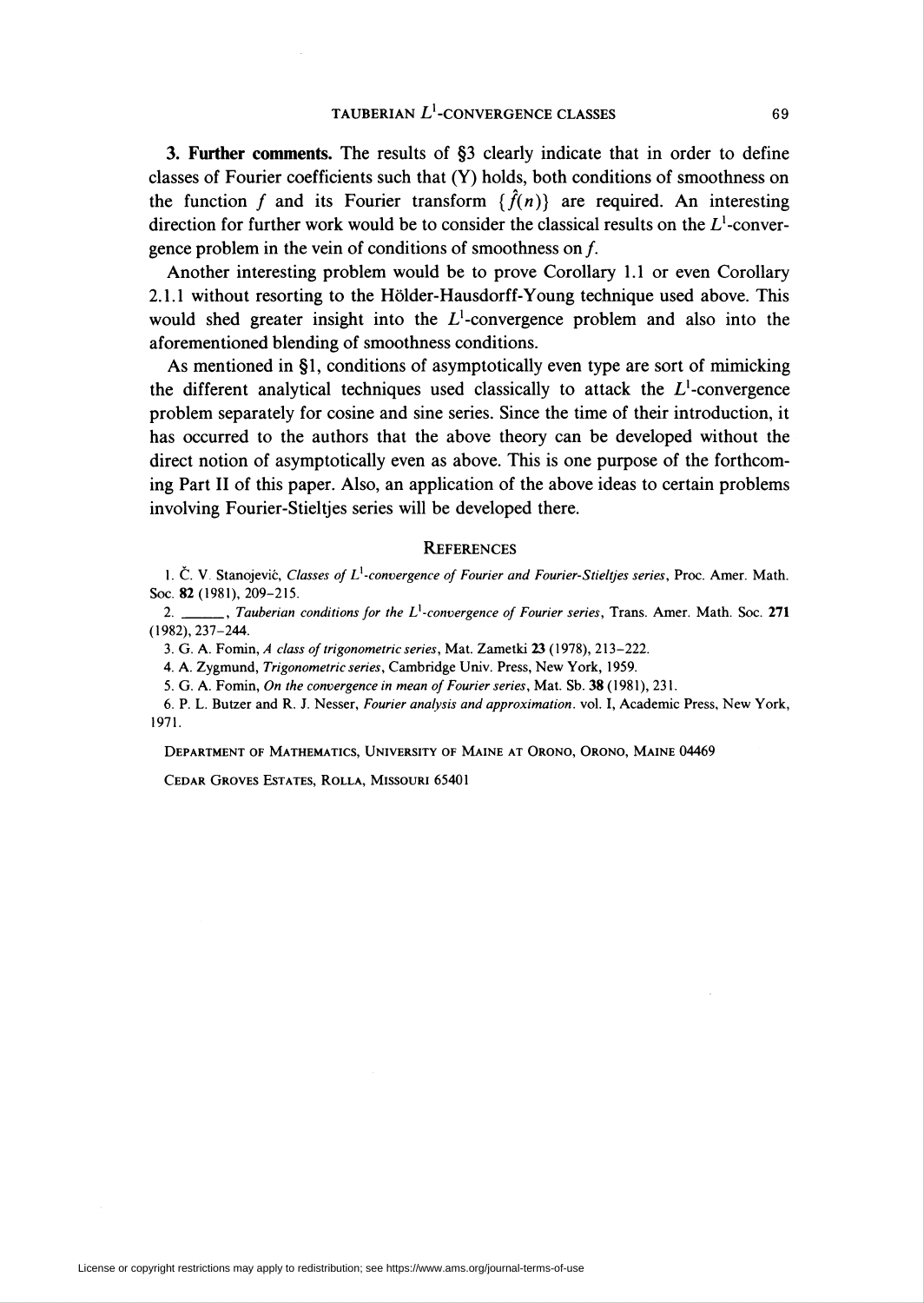**3. Further comments.** The results of §3 clearly indicate that in order to define classes of Fourier coefficients such that (Y) holds, both conditions of smoothness on the function $f$ and its Fourier transform $\{\hat{f}(n)\}$ are required. An interesting direction for further work would be to consider the classical results on the $L^1$-convergence problem in the vein of conditions of smoothness on $f$.

Another interesting problem would be to prove Corollary 1.1 or even Corollary 2.1.1 without resorting to the Hölder-Hausdorff-Young technique used above. This would shed greater insight into the $L^1$-convergence problem and also into the aforementioned blending of smoothness conditions.

As mentioned in §1, conditions of asymptotically even type are sort of mimicking the different analytical techniques used classically to attack the $L^1$-convergence problem separately for cosine and sine series. Since the time of their introduction, it has occurred to the authors that the above theory can be developed without the direct notion of asymptotically even as above. This is one purpose of the forthcoming Part II of this paper. Also, an application of the above ideas to certain problems involving Fourier-Stieltjes series will be developed there.

## References

1. Č. V. Stanojević, *Classes of $L^1$-convergence of Fourier and Fourier-Stieltjes series*, Proc. Amer. Math. Soc. **82** (1981), 209–215.

2. ______, *Tauberian conditions for the $L^1$-convergence of Fourier series*, Trans. Amer. Math. Soc. **271** (1982), 237–244.

3. G. A. Fomin, *A class of trigonometric series*, Mat. Zametki **23** (1978), 213–222.

4. A. Zygmund, *Trigonometric series*, Cambridge Univ. Press, New York, 1959.

5. G. A. Fomin, *On the convergence in mean of Fourier series*, Mat. Sb. **38** (1981), 231.

6. P. L. Butzer and R. J. Nesser, *Fourier analysis and approximation*. vol. I, Academic Press, New York, 1971.

Department of Mathematics, University of Maine at Orono, Orono, Maine 04469

Cedar Groves Estates, Rolla, Missouri 65401